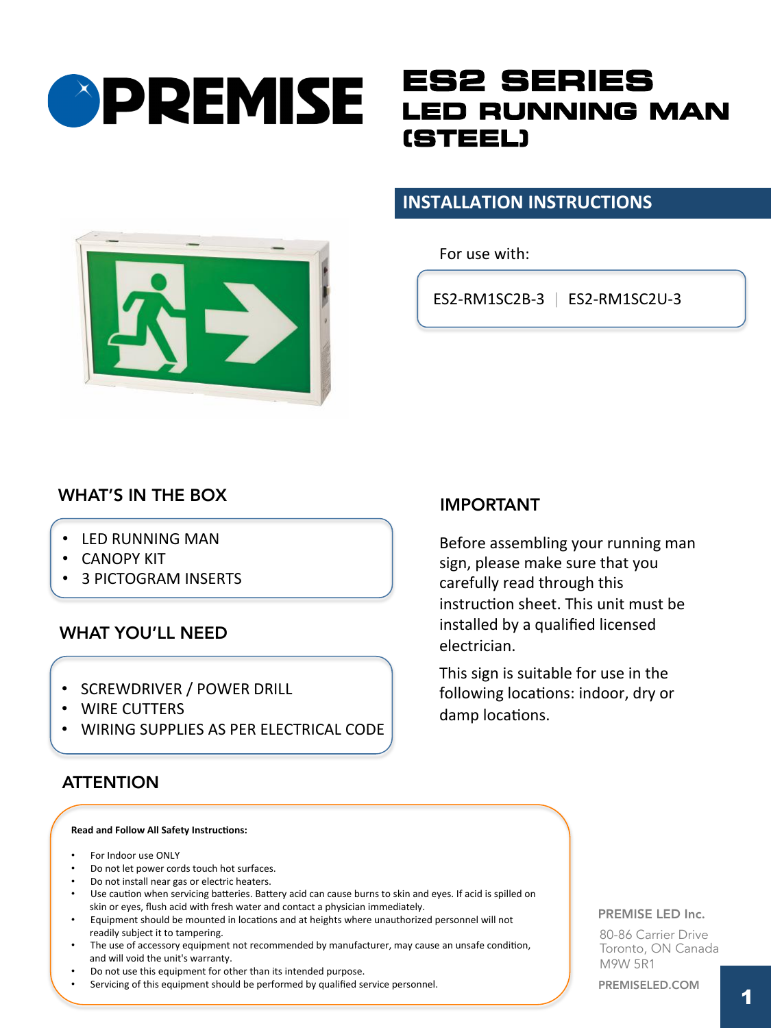# PREMISE

# ES2 SERIES
## LED RUNNING MAN (STEEL)

## INSTALLATION INSTRUCTIONS

For use with:

ES2-RM1SC2B-3 | ES2-RM1SC2U-3

## WHAT'S IN THE BOX

- LED RUNNING MAN
- CANOPY KIT
- 3 PICTOGRAM INSERTS

## WHAT YOU'LL NEED

- SCREWDRIVER / POWER DRILL
- WIRE CUTTERS
- WIRING SUPPLIES AS PER ELECTRICAL CODE

## IMPORTANT

Before assembling your running man sign, please make sure that you carefully read through this instruction sheet. This unit must be installed by a qualified licensed electrician.

This sign is suitable for use in the following locations: indoor, dry or damp locations.

## ATTENTION

**Read and Follow All Safety Instructions:**

- For Indoor use ONLY
- Do not let power cords touch hot surfaces.
- Do not install near gas or electric heaters.
- Use caution when servicing batteries. Battery acid can cause burns to skin and eyes. If acid is spilled on skin or eyes, flush acid with fresh water and contact a physician immediately.
- Equipment should be mounted in locations and at heights where unauthorized personnel will not readily subject it to tampering.
- The use of accessory equipment not recommended by manufacturer, may cause an unsafe condition, and will void the unit's warranty.
- Do not use this equipment for other than its intended purpose.
- Servicing of this equipment should be performed by qualified service personnel.

PREMISE LED Inc.

80-86 Carrier Drive
Toronto, ON Canada
M9W 5R1

PREMISELED.COM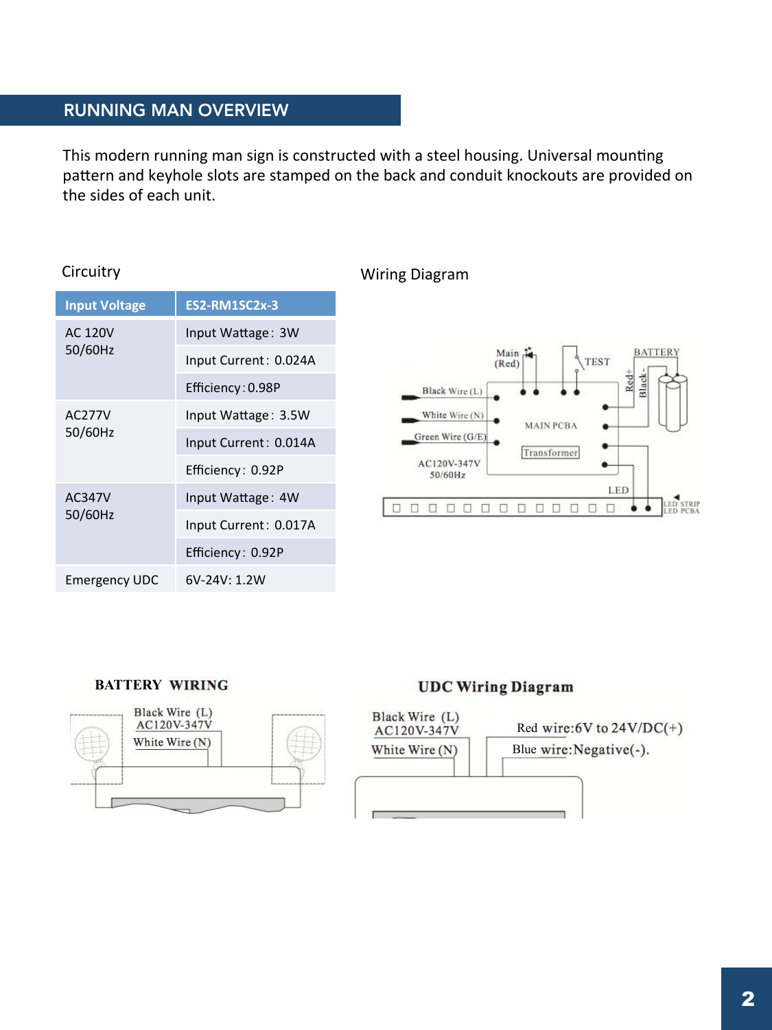## RUNNING MAN OVERVIEW

This modern running man sign is constructed with a steel housing. Universal mounting pattern and keyhole slots are stamped on the back and conduit knockouts are provided on the sides of each unit.

### Circuitry

| Input Voltage | ES2-RM1SC2x-3 |
|---|---|
| AC 120V 50/60Hz | Input Wattage: 3W |
| | Input Current: 0.024A |
| | Efficiency:0.98P |
| AC277V 50/60Hz | Input Wattage: 3.5W |
| | Input Current: 0.014A |
| | Efficiency: 0.92P |
| AC347V 50/60Hz | Input Wattage: 4W |
| | Input Current: 0.017A |
| | Efficiency: 0.92P |
| Emergency UDC | 6V-24V: 1.2W |

### Wiring Diagram

Main (Red)

TEST

BATTERY

Red+

Black-

Black Wire (L)

White Wire (N)

Green Wire (G/E)

MAIN PCBA

Transformer

AC120V-347V 50/60Hz

LED

LED STRIP LED PCBA

### BATTERY WIRING

Black Wire (L)
AC120V-347V
White Wire (N)

### UDC Wiring Diagram

Black Wire (L)
AC120V-347V
White Wire (N)

Red wire:6V to 24V/DC(+)

Blue wire:Negative(-).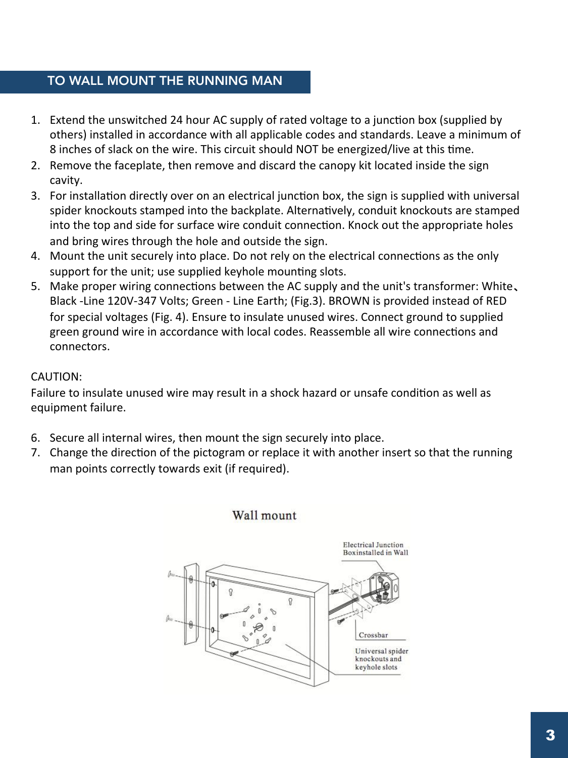## TO WALL MOUNT THE RUNNING MAN

1. Extend the unswitched 24 hour AC supply of rated voltage to a junction box (supplied by others) installed in accordance with all applicable codes and standards. Leave a minimum of 8 inches of slack on the wire. This circuit should NOT be energized/live at this time.
2. Remove the faceplate, then remove and discard the canopy kit located inside the sign cavity.
3. For installation directly over on an electrical junction box, the sign is supplied with universal spider knockouts stamped into the backplate. Alternatively, conduit knockouts are stamped into the top and side for surface wire conduit connection. Knock out the appropriate holes and bring wires through the hole and outside the sign.
4. Mount the unit securely into place. Do not rely on the electrical connections as the only support for the unit; use supplied keyhole mounting slots.
5. Make proper wiring connections between the AC supply and the unit's transformer: White、Black -Line 120V-347 Volts; Green - Line Earth; (Fig.3). BROWN is provided instead of RED for special voltages (Fig. 4). Ensure to insulate unused wires. Connect ground to supplied green ground wire in accordance with local codes. Reassemble all wire connections and connectors.

CAUTION:
Failure to insulate unused wire may result in a shock hazard or unsafe condition as well as equipment failure.

6. Secure all internal wires, then mount the sign securely into place.
7. Change the direction of the pictogram or replace it with another insert so that the running man points correctly towards exit (if required).

Wall mount

Electrical Junction Boxinstalled in Wall

Crossbar

Universal spider knockouts and keyhole slots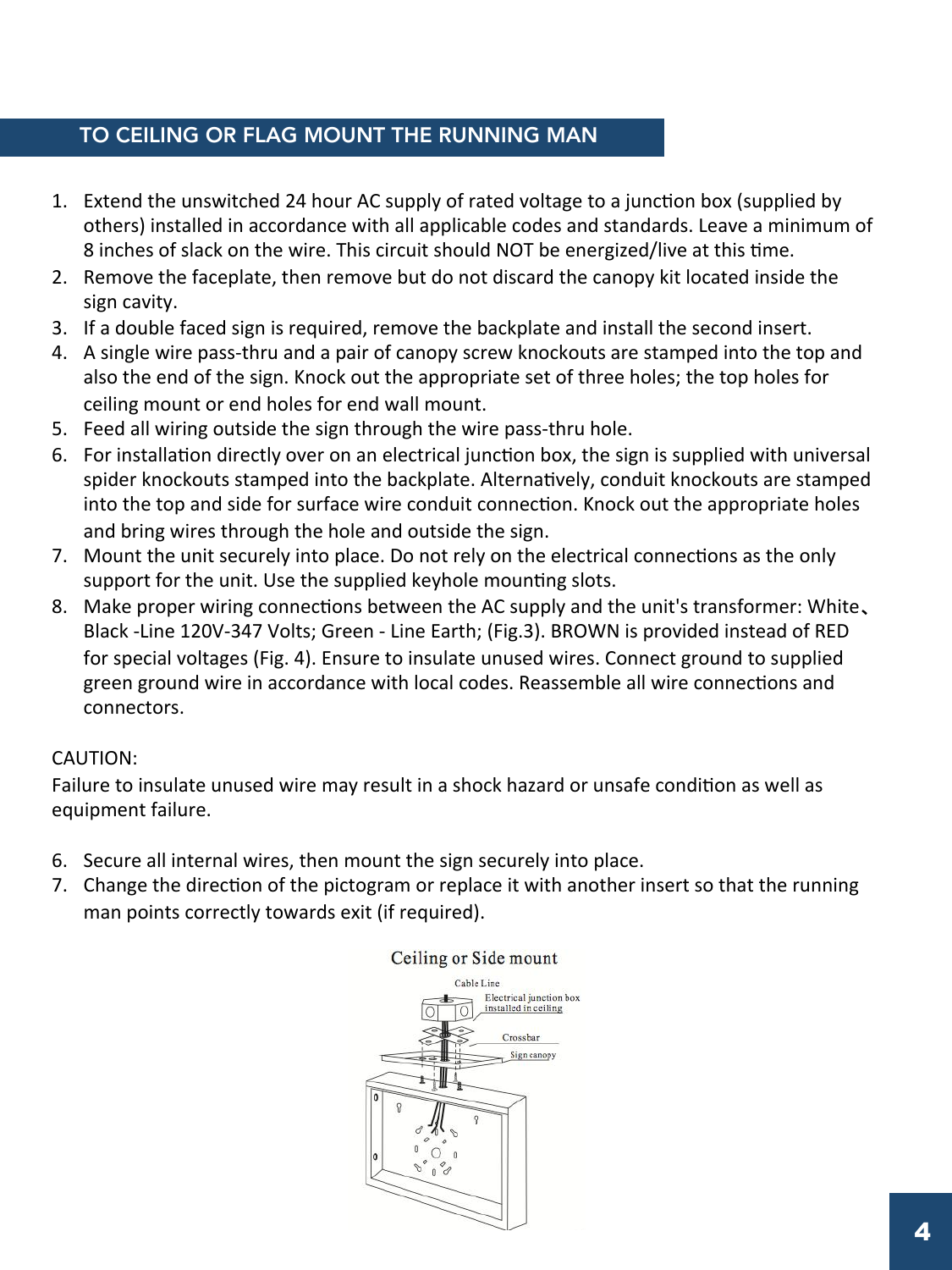## TO CEILING OR FLAG MOUNT THE RUNNING MAN

1. Extend the unswitched 24 hour AC supply of rated voltage to a junction box (supplied by others) installed in accordance with all applicable codes and standards. Leave a minimum of 8 inches of slack on the wire. This circuit should NOT be energized/live at this time.
2. Remove the faceplate, then remove but do not discard the canopy kit located inside the sign cavity.
3. If a double faced sign is required, remove the backplate and install the second insert.
4. A single wire pass-thru and a pair of canopy screw knockouts are stamped into the top and also the end of the sign. Knock out the appropriate set of three holes; the top holes for ceiling mount or end holes for end wall mount.
5. Feed all wiring outside the sign through the wire pass-thru hole.
6. For installation directly over on an electrical junction box, the sign is supplied with universal spider knockouts stamped into the backplate. Alternatively, conduit knockouts are stamped into the top and side for surface wire conduit connection. Knock out the appropriate holes and bring wires through the hole and outside the sign.
7. Mount the unit securely into place. Do not rely on the electrical connections as the only support for the unit. Use the supplied keyhole mounting slots.
8. Make proper wiring connections between the AC supply and the unit's transformer: White、Black -Line 120V-347 Volts; Green - Line Earth; (Fig.3). BROWN is provided instead of RED for special voltages (Fig. 4). Ensure to insulate unused wires. Connect ground to supplied green ground wire in accordance with local codes. Reassemble all wire connections and connectors.

CAUTION:
Failure to insulate unused wire may result in a shock hazard or unsafe condition as well as equipment failure.

6. Secure all internal wires, then mount the sign securely into place.
7. Change the direction of the pictogram or replace it with another insert so that the running man points correctly towards exit (if required).

Ceiling or Side mount

Cable Line

Electrical junction box installed in ceiling

Crossbar

Sign canopy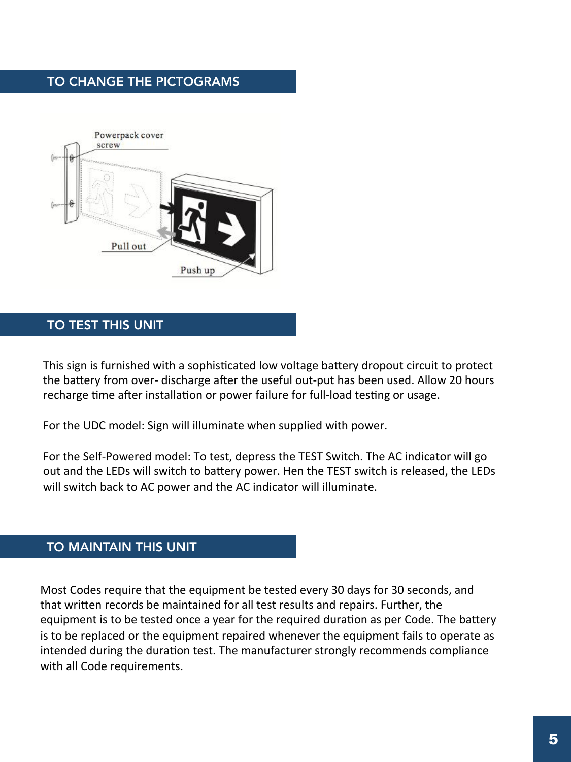## TO CHANGE THE PICTOGRAMS

Powerpack cover screw

Pull out

Push up

## TO TEST THIS UNIT

This sign is furnished with a sophisticated low voltage battery dropout circuit to protect the battery from over- discharge after the useful out-put has been used. Allow 20 hours recharge time after installation or power failure for full-load testing or usage.

For the UDC model: Sign will illuminate when supplied with power.

For the Self-Powered model: To test, depress the TEST Switch. The AC indicator will go out and the LEDs will switch to battery power. Hen the TEST switch is released, the LEDs will switch back to AC power and the AC indicator will illuminate.

## TO MAINTAIN THIS UNIT

Most Codes require that the equipment be tested every 30 days for 30 seconds, and that written records be maintained for all test results and repairs. Further, the equipment is to be tested once a year for the required duration as per Code. The battery is to be replaced or the equipment repaired whenever the equipment fails to operate as intended during the duration test. The manufacturer strongly recommends compliance with all Code requirements.